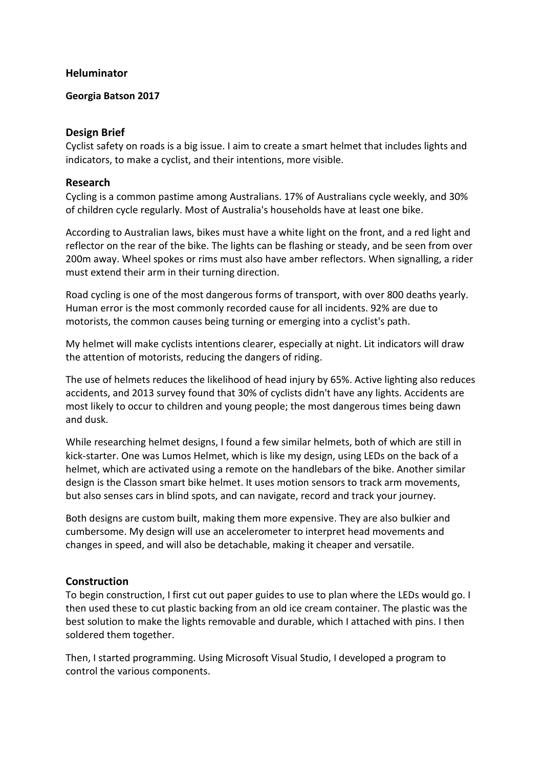# Heluminator

**Georgia Batson 2017**

## Design Brief

Cyclist safety on roads is a big issue. I aim to create a smart helmet that includes lights and indicators, to make a cyclist, and their intentions, more visible.

## Research

Cycling is a common pastime among Australians. 17% of Australians cycle weekly, and 30% of children cycle regularly. Most of Australia's households have at least one bike.

According to Australian laws, bikes must have a white light on the front, and a red light and reflector on the rear of the bike. The lights can be flashing or steady, and be seen from over 200m away. Wheel spokes or rims must also have amber reflectors. When signalling, a rider must extend their arm in their turning direction.

Road cycling is one of the most dangerous forms of transport, with over 800 deaths yearly. Human error is the most commonly recorded cause for all incidents. 92% are due to motorists, the common causes being turning or emerging into a cyclist's path.

My helmet will make cyclists intentions clearer, especially at night. Lit indicators will draw the attention of motorists, reducing the dangers of riding.

The use of helmets reduces the likelihood of head injury by 65%. Active lighting also reduces accidents, and 2013 survey found that 30% of cyclists didn't have any lights. Accidents are most likely to occur to children and young people; the most dangerous times being dawn and dusk.

While researching helmet designs, I found a few similar helmets, both of which are still in kick-starter. One was Lumos Helmet, which is like my design, using LEDs on the back of a helmet, which are activated using a remote on the handlebars of the bike. Another similar design is the Classon smart bike helmet. It uses motion sensors to track arm movements, but also senses cars in blind spots, and can navigate, record and track your journey.

Both designs are custom built, making them more expensive. They are also bulkier and cumbersome. My design will use an accelerometer to interpret head movements and changes in speed, and will also be detachable, making it cheaper and versatile.

## Construction

To begin construction, I first cut out paper guides to use to plan where the LEDs would go. I then used these to cut plastic backing from an old ice cream container. The plastic was the best solution to make the lights removable and durable, which I attached with pins. I then soldered them together.

Then, I started programming. Using Microsoft Visual Studio, I developed a program to control the various components.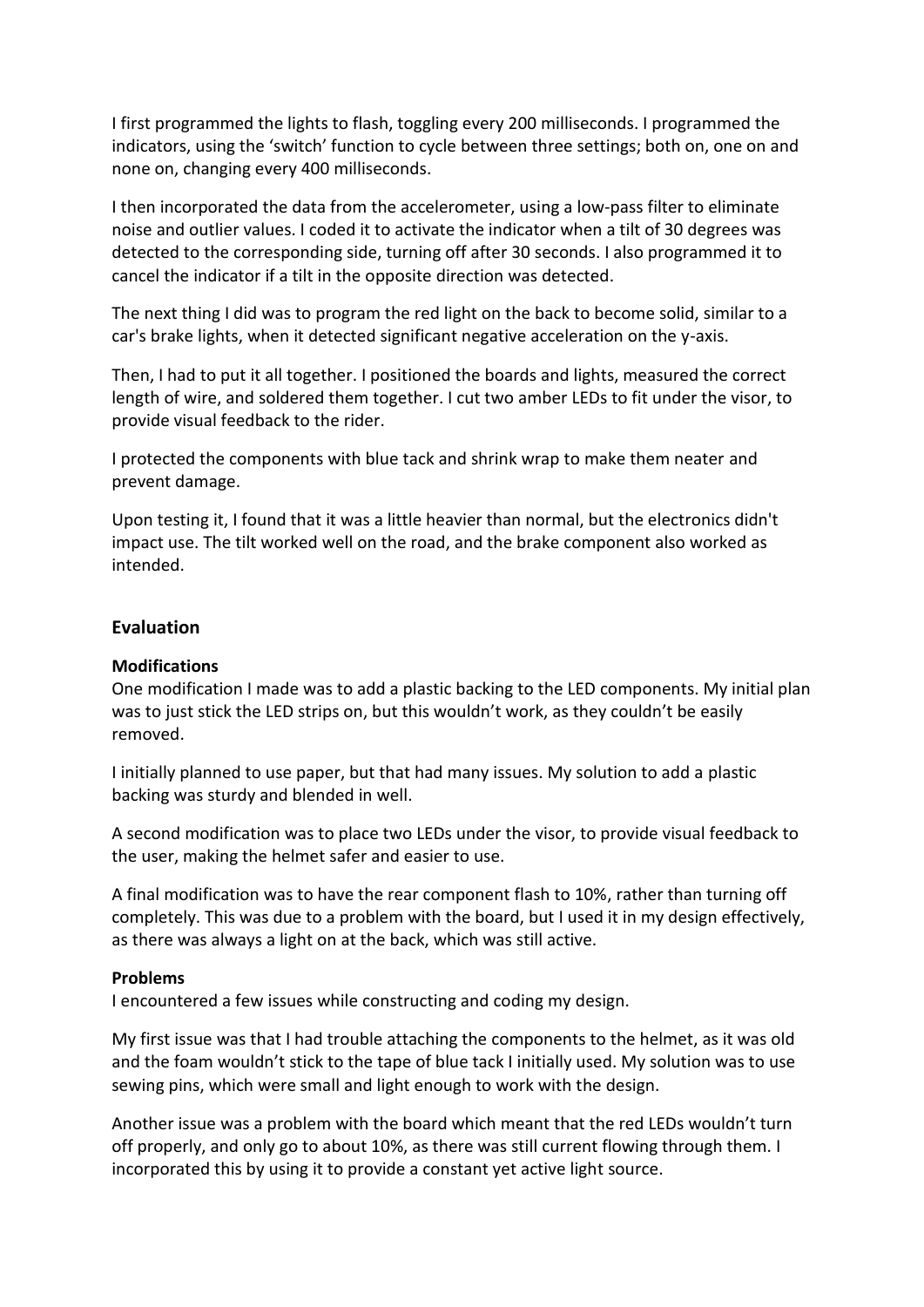I first programmed the lights to flash, toggling every 200 milliseconds. I programmed the indicators, using the 'switch' function to cycle between three settings; both on, one on and none on, changing every 400 milliseconds.

I then incorporated the data from the accelerometer, using a low-pass filter to eliminate noise and outlier values. I coded it to activate the indicator when a tilt of 30 degrees was detected to the corresponding side, turning off after 30 seconds. I also programmed it to cancel the indicator if a tilt in the opposite direction was detected.

The next thing I did was to program the red light on the back to become solid, similar to a car's brake lights, when it detected significant negative acceleration on the y-axis.

Then, I had to put it all together. I positioned the boards and lights, measured the correct length of wire, and soldered them together. I cut two amber LEDs to fit under the visor, to provide visual feedback to the rider.

I protected the components with blue tack and shrink wrap to make them neater and prevent damage.

Upon testing it, I found that it was a little heavier than normal, but the electronics didn't impact use. The tilt worked well on the road, and the brake component also worked as intended.

## Evaluation

### Modifications

One modification I made was to add a plastic backing to the LED components. My initial plan was to just stick the LED strips on, but this wouldn't work, as they couldn't be easily removed.

I initially planned to use paper, but that had many issues. My solution to add a plastic backing was sturdy and blended in well.

A second modification was to place two LEDs under the visor, to provide visual feedback to the user, making the helmet safer and easier to use.

A final modification was to have the rear component flash to 10%, rather than turning off completely. This was due to a problem with the board, but I used it in my design effectively, as there was always a light on at the back, which was still active.

### Problems

I encountered a few issues while constructing and coding my design.

My first issue was that I had trouble attaching the components to the helmet, as it was old and the foam wouldn't stick to the tape of blue tack I initially used. My solution was to use sewing pins, which were small and light enough to work with the design.

Another issue was a problem with the board which meant that the red LEDs wouldn't turn off properly, and only go to about 10%, as there was still current flowing through them. I incorporated this by using it to provide a constant yet active light source.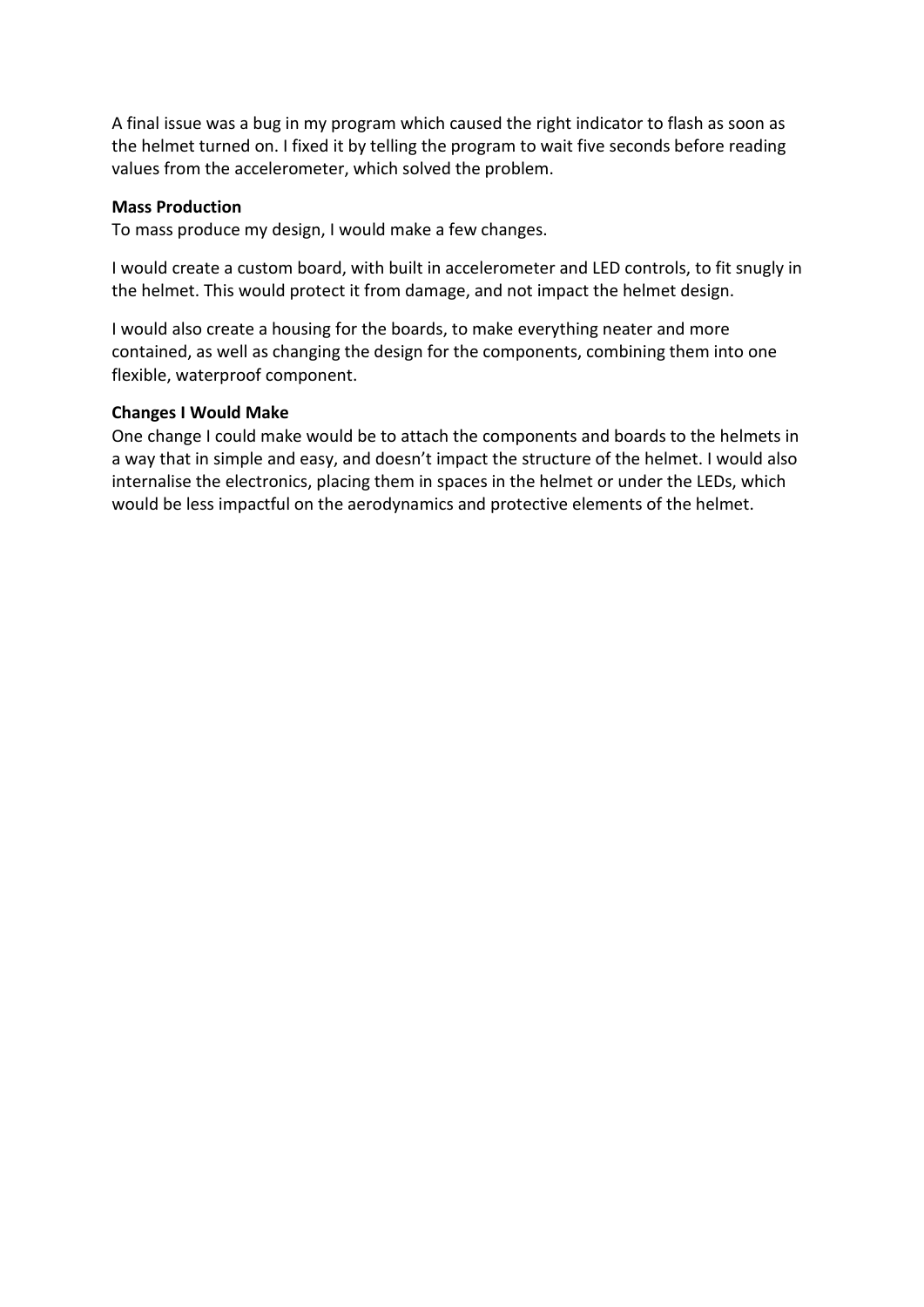A final issue was a bug in my program which caused the right indicator to flash as soon as the helmet turned on. I fixed it by telling the program to wait five seconds before reading values from the accelerometer, which solved the problem.

**Mass Production**

To mass produce my design, I would make a few changes.

I would create a custom board, with built in accelerometer and LED controls, to fit snugly in the helmet. This would protect it from damage, and not impact the helmet design.

I would also create a housing for the boards, to make everything neater and more contained, as well as changing the design for the components, combining them into one flexible, waterproof component.

**Changes I Would Make**

One change I could make would be to attach the components and boards to the helmets in a way that in simple and easy, and doesn't impact the structure of the helmet. I would also internalise the electronics, placing them in spaces in the helmet or under the LEDs, which would be less impactful on the aerodynamics and protective elements of the helmet.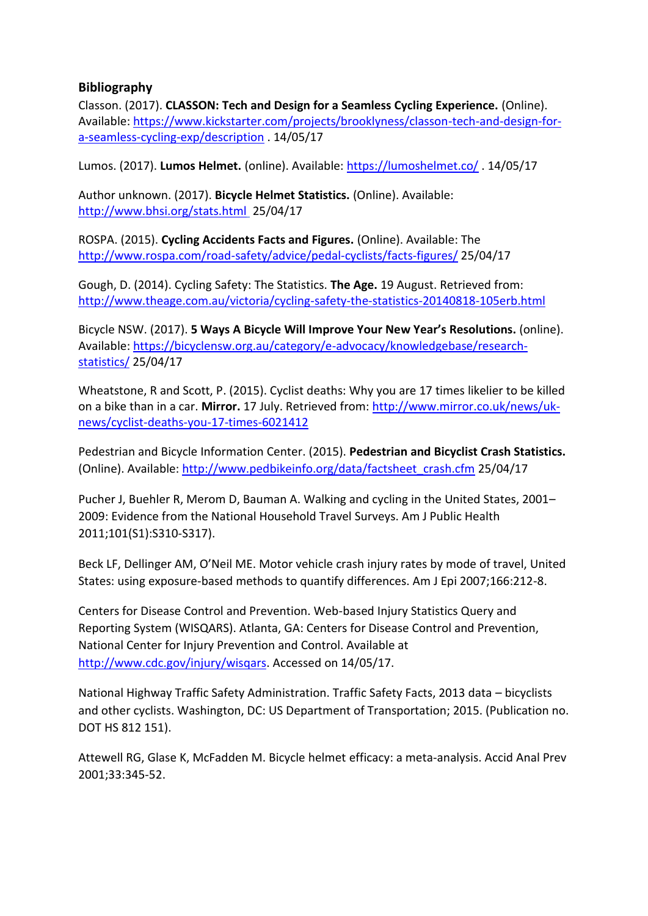## Bibliography

Classon. (2017). **CLASSON: Tech and Design for a Seamless Cycling Experience.** (Online). Available: https://www.kickstarter.com/projects/brooklyness/classon-tech-and-design-for-a-seamless-cycling-exp/description . 14/05/17

Lumos. (2017). **Lumos Helmet.** (online). Available: https://lumoshelmet.co/ . 14/05/17

Author unknown. (2017). **Bicycle Helmet Statistics.** (Online). Available: http://www.bhsi.org/stats.html 25/04/17

ROSPA. (2015). **Cycling Accidents Facts and Figures.** (Online). Available: The http://www.rospa.com/road-safety/advice/pedal-cyclists/facts-figures/ 25/04/17

Gough, D. (2014). Cycling Safety: The Statistics. **The Age.** 19 August. Retrieved from: http://www.theage.com.au/victoria/cycling-safety-the-statistics-20140818-105erb.html

Bicycle NSW. (2017). **5 Ways A Bicycle Will Improve Your New Year's Resolutions.** (online). Available: https://bicyclensw.org.au/category/e-advocacy/knowledgebase/research-statistics/ 25/04/17

Wheatstone, R and Scott, P. (2015). Cyclist deaths: Why you are 17 times likelier to be killed on a bike than in a car. **Mirror.** 17 July. Retrieved from: http://www.mirror.co.uk/news/uk-news/cyclist-deaths-you-17-times-6021412

Pedestrian and Bicycle Information Center. (2015). **Pedestrian and Bicyclist Crash Statistics.** (Online). Available: http://www.pedbikeinfo.org/data/factsheet_crash.cfm 25/04/17

Pucher J, Buehler R, Merom D, Bauman A. Walking and cycling in the United States, 2001–2009: Evidence from the National Household Travel Surveys. Am J Public Health 2011;101(S1):S310-S317).

Beck LF, Dellinger AM, O'Neil ME. Motor vehicle crash injury rates by mode of travel, United States: using exposure-based methods to quantify differences. Am J Epi 2007;166:212-8.

Centers for Disease Control and Prevention. Web-based Injury Statistics Query and Reporting System (WISQARS). Atlanta, GA: Centers for Disease Control and Prevention, National Center for Injury Prevention and Control. Available at http://www.cdc.gov/injury/wisqars. Accessed on 14/05/17.

National Highway Traffic Safety Administration. Traffic Safety Facts, 2013 data – bicyclists and other cyclists. Washington, DC: US Department of Transportation; 2015. (Publication no. DOT HS 812 151).

Attewell RG, Glase K, McFadden M. Bicycle helmet efficacy: a meta-analysis. Accid Anal Prev 2001;33:345-52.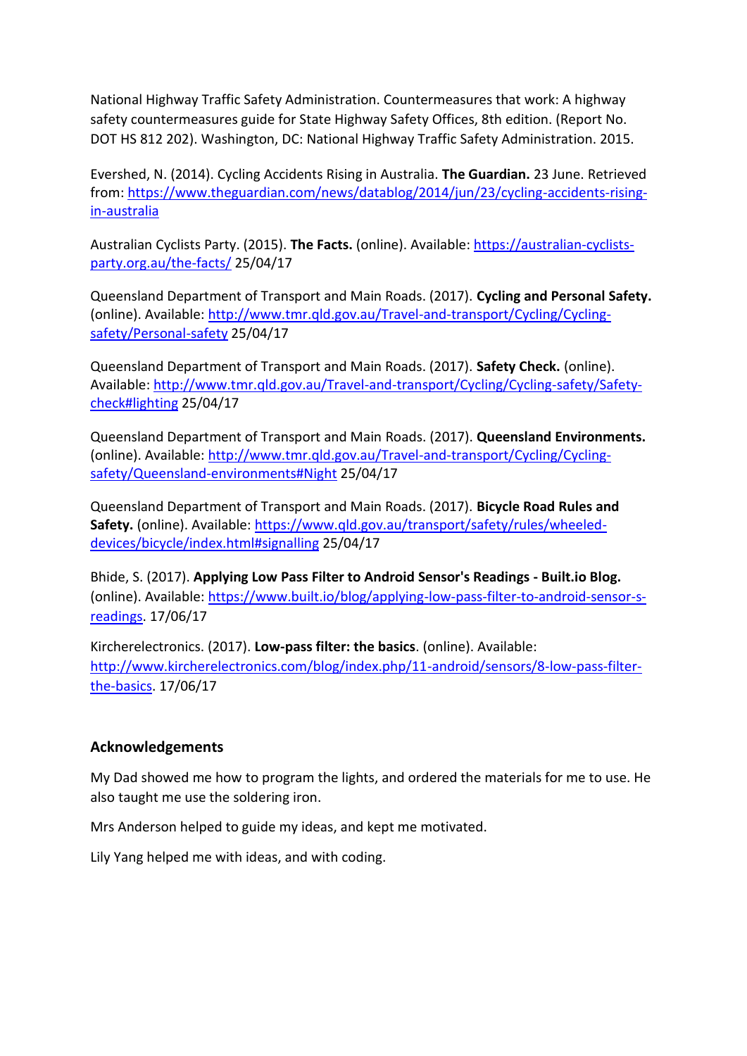National Highway Traffic Safety Administration. Countermeasures that work: A highway safety countermeasures guide for State Highway Safety Offices, 8th edition. (Report No. DOT HS 812 202). Washington, DC: National Highway Traffic Safety Administration. 2015.

Evershed, N. (2014). Cycling Accidents Rising in Australia. **The Guardian.** 23 June. Retrieved from: [https://www.theguardian.com/news/datablog/2014/jun/23/cycling-accidents-rising-in-australia](https://www.theguardian.com/news/datablog/2014/jun/23/cycling-accidents-rising-in-australia)

Australian Cyclists Party. (2015). **The Facts.** (online). Available: [https://australian-cyclists-party.org.au/the-facts/](https://australian-cyclists-party.org.au/the-facts/) 25/04/17

Queensland Department of Transport and Main Roads. (2017). **Cycling and Personal Safety.** (online). Available: [http://www.tmr.qld.gov.au/Travel-and-transport/Cycling/Cycling-safety/Personal-safety](http://www.tmr.qld.gov.au/Travel-and-transport/Cycling/Cycling-safety/Personal-safety) 25/04/17

Queensland Department of Transport and Main Roads. (2017). **Safety Check.** (online). Available: [http://www.tmr.qld.gov.au/Travel-and-transport/Cycling/Cycling-safety/Safety-check#lighting](http://www.tmr.qld.gov.au/Travel-and-transport/Cycling/Cycling-safety/Safety-check#lighting) 25/04/17

Queensland Department of Transport and Main Roads. (2017). **Queensland Environments.** (online). Available: [http://www.tmr.qld.gov.au/Travel-and-transport/Cycling/Cycling-safety/Queensland-environments#Night](http://www.tmr.qld.gov.au/Travel-and-transport/Cycling/Cycling-safety/Queensland-environments#Night) 25/04/17

Queensland Department of Transport and Main Roads. (2017). **Bicycle Road Rules and Safety.** (online). Available: [https://www.qld.gov.au/transport/safety/rules/wheeled-devices/bicycle/index.html#signalling](https://www.qld.gov.au/transport/safety/rules/wheeled-devices/bicycle/index.html#signalling) 25/04/17

Bhide, S. (2017). **Applying Low Pass Filter to Android Sensor's Readings - Built.io Blog.** (online). Available: [https://www.built.io/blog/applying-low-pass-filter-to-android-sensor-s-readings](https://www.built.io/blog/applying-low-pass-filter-to-android-sensor-s-readings). 17/06/17

Kircherelectronics. (2017). **Low-pass filter: the basics**. (online). Available: [http://www.kircherelectronics.com/blog/index.php/11-android/sensors/8-low-pass-filter-the-basics](http://www.kircherelectronics.com/blog/index.php/11-android/sensors/8-low-pass-filter-the-basics). 17/06/17

## Acknowledgements

My Dad showed me how to program the lights, and ordered the materials for me to use. He also taught me use the soldering iron.

Mrs Anderson helped to guide my ideas, and kept me motivated.

Lily Yang helped me with ideas, and with coding.